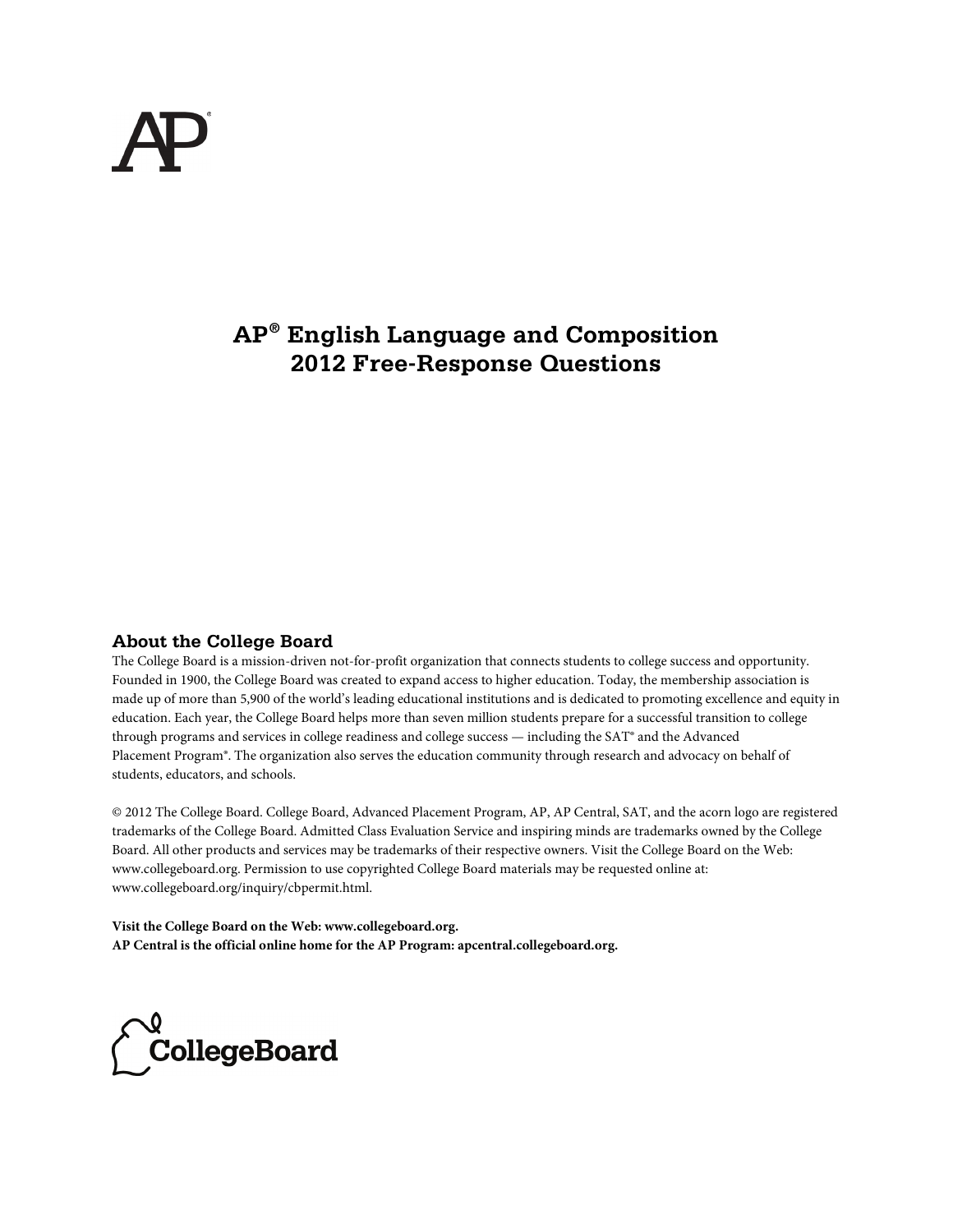# AP® English Language and Composition 2012 Free-Response Questions

## About the College Board

The College Board is a mission-driven not-for-profit organization that connects students to college success and opportunity. Founded in 1900, the College Board was created to expand access to higher education. Today, the membership association is made up of more than 5,900 of the world's leading educational institutions and is dedicated to promoting excellence and equity in education. Each year, the College Board helps more than seven million students prepare for a successful transition to college through programs and services in college readiness and college success — including the SAT® and the Advanced Placement Program®. The organization also serves the education community through research and advocacy on behalf of students, educators, and schools.

© 2012 The College Board. College Board, Advanced Placement Program, AP, AP Central, SAT, and the acorn logo are registered trademarks of the College Board. Admitted Class Evaluation Service and inspiring minds are trademarks owned by the College Board. All other products and services may be trademarks of their respective owners. Visit the College Board on the Web: www.collegeboard.org. Permission to use copyrighted College Board materials may be requested online at: www.collegeboard.org/inquiry/cbpermit.html.

**Visit the College Board on the Web: www.collegeboard.org.**
**AP Central is the official online home for the AP Program: apcentral.collegeboard.org.**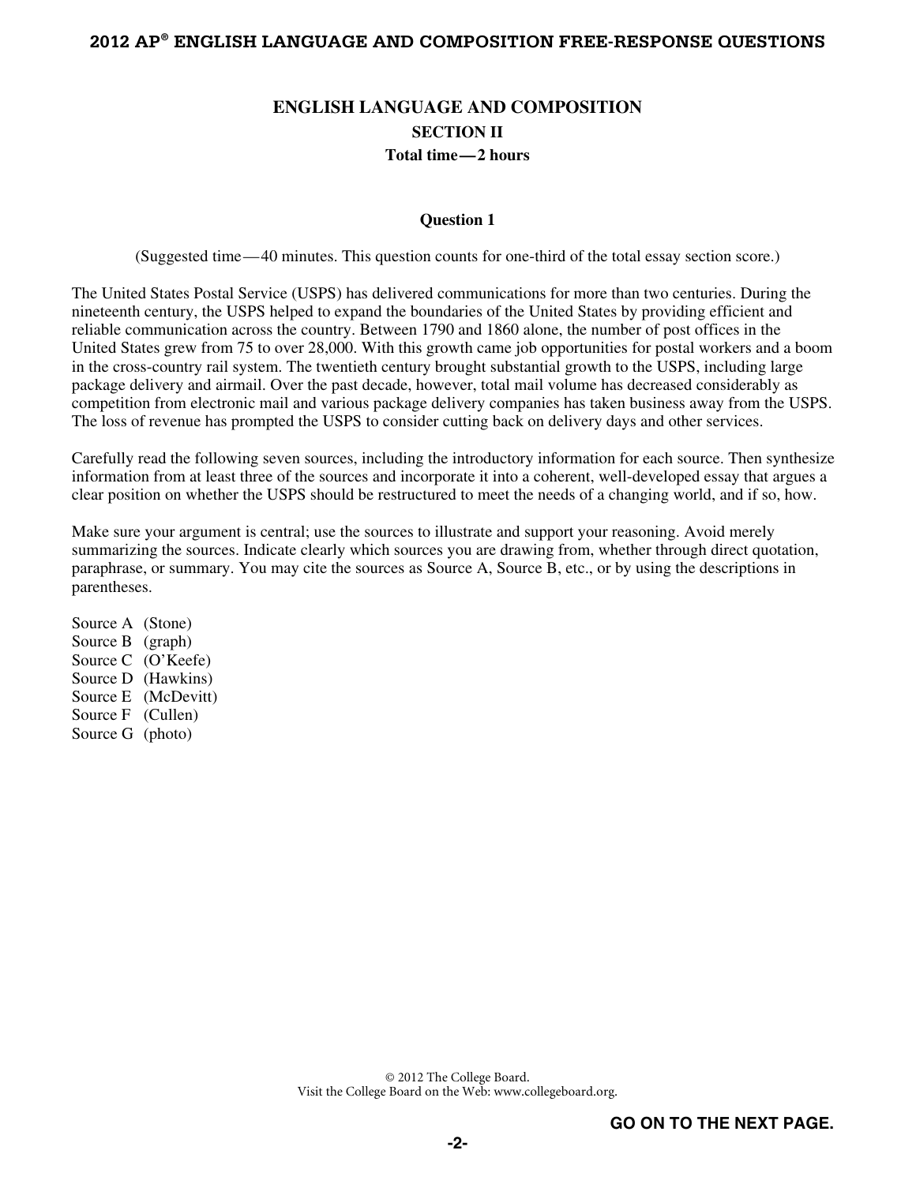# ENGLISH LANGUAGE AND COMPOSITION

## SECTION II

**Total time — 2 hours**

### Question 1

(Suggested time — 40 minutes. This question counts for one-third of the total essay section score.)

The United States Postal Service (USPS) has delivered communications for more than two centuries. During the nineteenth century, the USPS helped to expand the boundaries of the United States by providing efficient and reliable communication across the country. Between 1790 and 1860 alone, the number of post offices in the United States grew from 75 to over 28,000. With this growth came job opportunities for postal workers and a boom in the cross-country rail system. The twentieth century brought substantial growth to the USPS, including large package delivery and airmail. Over the past decade, however, total mail volume has decreased considerably as competition from electronic mail and various package delivery companies has taken business away from the USPS. The loss of revenue has prompted the USPS to consider cutting back on delivery days and other services.

Carefully read the following seven sources, including the introductory information for each source. Then synthesize information from at least three of the sources and incorporate it into a coherent, well-developed essay that argues a clear position on whether the USPS should be restructured to meet the needs of a changing world, and if so, how.

Make sure your argument is central; use the sources to illustrate and support your reasoning. Avoid merely summarizing the sources. Indicate clearly which sources you are drawing from, whether through direct quotation, paraphrase, or summary. You may cite the sources as Source A, Source B, etc., or by using the descriptions in parentheses.

Source A (Stone)
Source B (graph)
Source C (O'Keefe)
Source D (Hawkins)
Source E (McDevitt)
Source F (Cullen)
Source G (photo)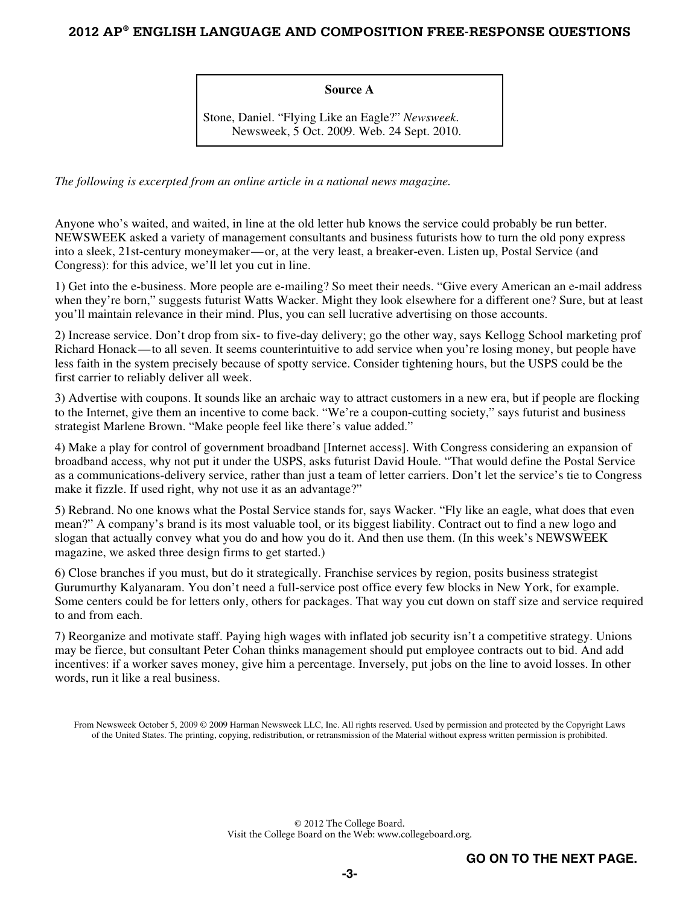**Source A**

Stone, Daniel. "Flying Like an Eagle?" *Newsweek*. Newsweek, 5 Oct. 2009. Web. 24 Sept. 2010.

*The following is excerpted from an online article in a national news magazine.*

Anyone who's waited, and waited, in line at the old letter hub knows the service could probably be run better. NEWSWEEK asked a variety of management consultants and business futurists how to turn the old pony express into a sleek, 21st-century moneymaker—or, at the very least, a breaker-even. Listen up, Postal Service (and Congress): for this advice, we'll let you cut in line.

1) Get into the e-business. More people are e-mailing? So meet their needs. "Give every American an e-mail address when they're born," suggests futurist Watts Wacker. Might they look elsewhere for a different one? Sure, but at least you'll maintain relevance in their mind. Plus, you can sell lucrative advertising on those accounts.

2) Increase service. Don't drop from six- to five-day delivery; go the other way, says Kellogg School marketing prof Richard Honack—to all seven. It seems counterintuitive to add service when you're losing money, but people have less faith in the system precisely because of spotty service. Consider tightening hours, but the USPS could be the first carrier to reliably deliver all week.

3) Advertise with coupons. It sounds like an archaic way to attract customers in a new era, but if people are flocking to the Internet, give them an incentive to come back. "We're a coupon-cutting society," says futurist and business strategist Marlene Brown. "Make people feel like there's value added."

4) Make a play for control of government broadband [Internet access]. With Congress considering an expansion of broadband access, why not put it under the USPS, asks futurist David Houle. "That would define the Postal Service as a communications-delivery service, rather than just a team of letter carriers. Don't let the service's tie to Congress make it fizzle. If used right, why not use it as an advantage?"

5) Rebrand. No one knows what the Postal Service stands for, says Wacker. "Fly like an eagle, what does that even mean?" A company's brand is its most valuable tool, or its biggest liability. Contract out to find a new logo and slogan that actually convey what you do and how you do it. And then use them. (In this week's NEWSWEEK magazine, we asked three design firms to get started.)

6) Close branches if you must, but do it strategically. Franchise services by region, posits business strategist Gurumurthy Kalyanaram. You don't need a full-service post office every few blocks in New York, for example. Some centers could be for letters only, others for packages. That way you cut down on staff size and service required to and from each.

7) Reorganize and motivate staff. Paying high wages with inflated job security isn't a competitive strategy. Unions may be fierce, but consultant Peter Cohan thinks management should put employee contracts out to bid. And add incentives: if a worker saves money, give him a percentage. Inversely, put jobs on the line to avoid losses. In other words, run it like a real business.

From Newsweek October 5, 2009 © 2009 Harman Newsweek LLC, Inc. All rights reserved. Used by permission and protected by the Copyright Laws of the United States. The printing, copying, redistribution, or retransmission of the Material without express written permission is prohibited.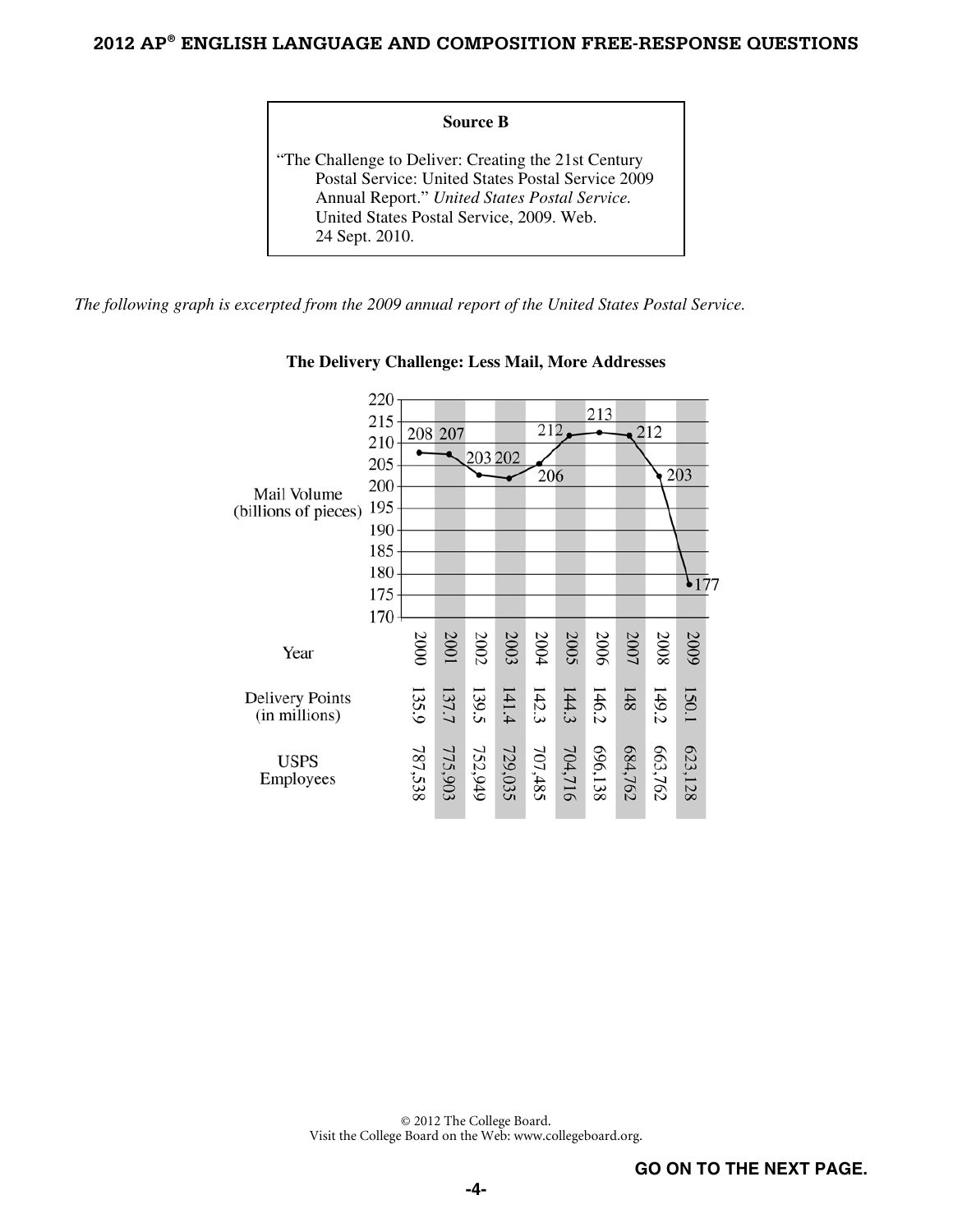**Source B**

"The Challenge to Deliver: Creating the 21st Century Postal Service: United States Postal Service 2009 Annual Report." *United States Postal Service.* United States Postal Service, 2009. Web. 24 Sept. 2010.

*The following graph is excerpted from the 2009 annual report of the United States Postal Service.*

**The Delivery Challenge: Less Mail, More Addresses**

| Year | 2000 | 2001 | 2002 | 2003 | 2004 | 2005 | 2006 | 2007 | 2008 | 2009 |
|---|---|---|---|---|---|---|---|---|---|---|
| Mail Volume (billions of pieces) | 208 | 207 | 203 | 202 | 206 | 212 | 213 | 212 | 203 | 177 |
| Delivery Points (in millions) | 135.9 | 137.7 | 139.5 | 141.4 | 142.3 | 144.3 | 146.2 | 148 | 149.2 | 150.1 |
| USPS Employees | 787,538 | 775,903 | 752,949 | 729,035 | 707,485 | 704,716 | 696,138 | 684,762 | 663,762 | 623,128 |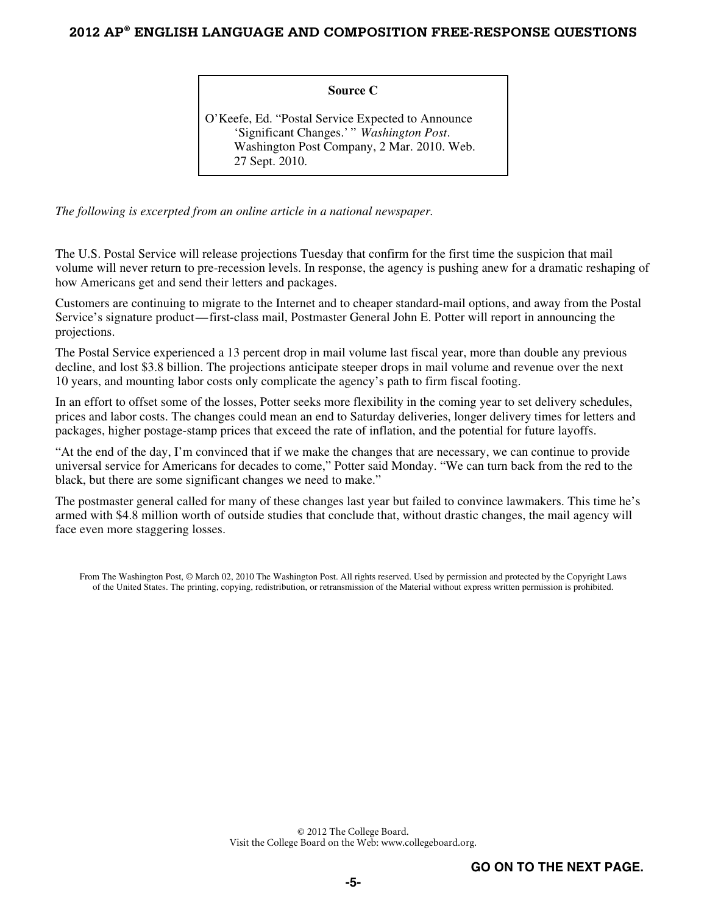**Source C**

O'Keefe, Ed. "Postal Service Expected to Announce 'Significant Changes.' " *Washington Post*. Washington Post Company, 2 Mar. 2010. Web. 27 Sept. 2010.

*The following is excerpted from an online article in a national newspaper.*

The U.S. Postal Service will release projections Tuesday that confirm for the first time the suspicion that mail volume will never return to pre-recession levels. In response, the agency is pushing anew for a dramatic reshaping of how Americans get and send their letters and packages.

Customers are continuing to migrate to the Internet and to cheaper standard-mail options, and away from the Postal Service's signature product—first-class mail, Postmaster General John E. Potter will report in announcing the projections.

The Postal Service experienced a 13 percent drop in mail volume last fiscal year, more than double any previous decline, and lost $3.8 billion. The projections anticipate steeper drops in mail volume and revenue over the next 10 years, and mounting labor costs only complicate the agency's path to firm fiscal footing.

In an effort to offset some of the losses, Potter seeks more flexibility in the coming year to set delivery schedules, prices and labor costs. The changes could mean an end to Saturday deliveries, longer delivery times for letters and packages, higher postage-stamp prices that exceed the rate of inflation, and the potential for future layoffs.

"At the end of the day, I'm convinced that if we make the changes that are necessary, we can continue to provide universal service for Americans for decades to come," Potter said Monday. "We can turn back from the red to the black, but there are some significant changes we need to make."

The postmaster general called for many of these changes last year but failed to convince lawmakers. This time he's armed with $4.8 million worth of outside studies that conclude that, without drastic changes, the mail agency will face even more staggering losses.

From The Washington Post, © March 02, 2010 The Washington Post. All rights reserved. Used by permission and protected by the Copyright Laws of the United States. The printing, copying, redistribution, or retransmission of the Material without express written permission is prohibited.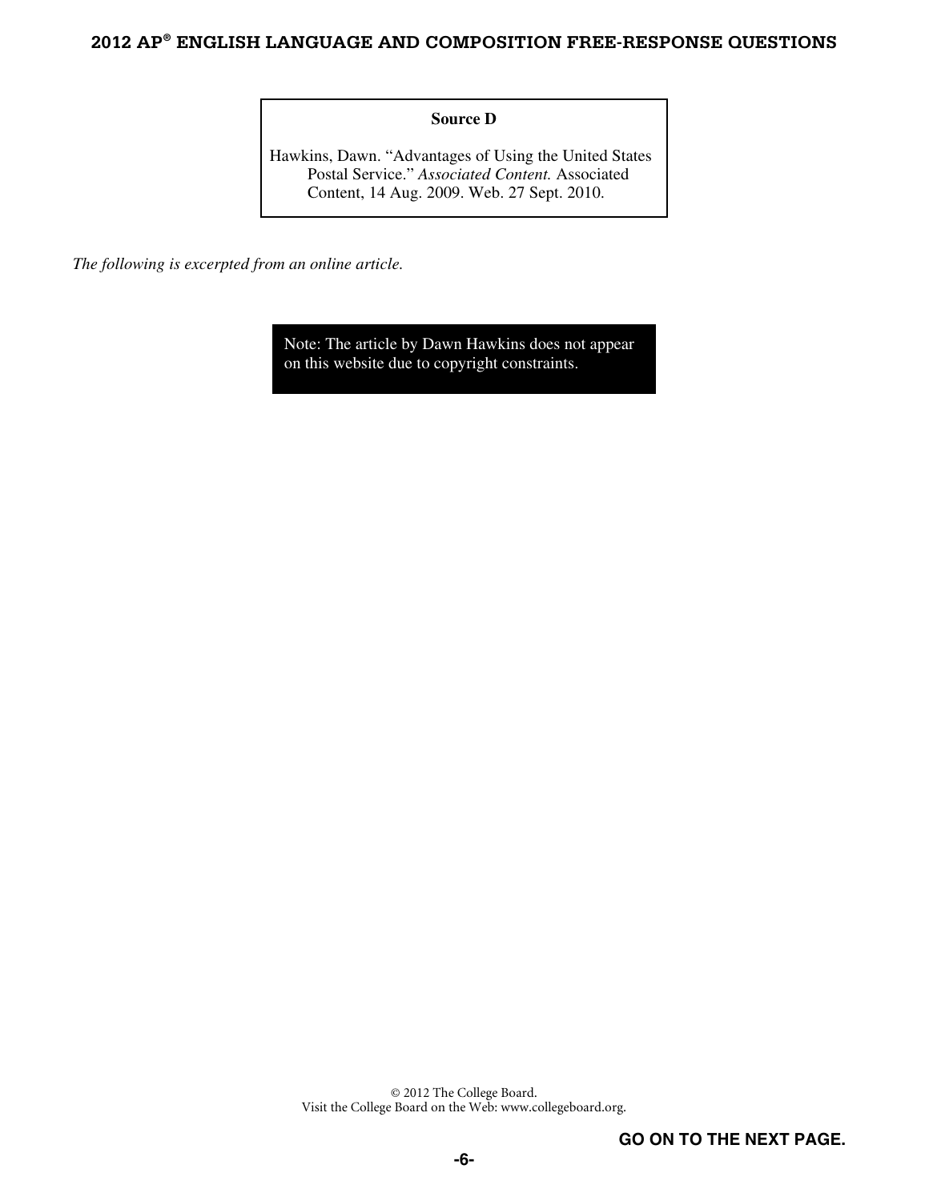**Source D**

Hawkins, Dawn. "Advantages of Using the United States Postal Service." *Associated Content.* Associated Content, 14 Aug. 2009. Web. 27 Sept. 2010.

*The following is excerpted from an online article.*

Note: The article by Dawn Hawkins does not appear on this website due to copyright constraints.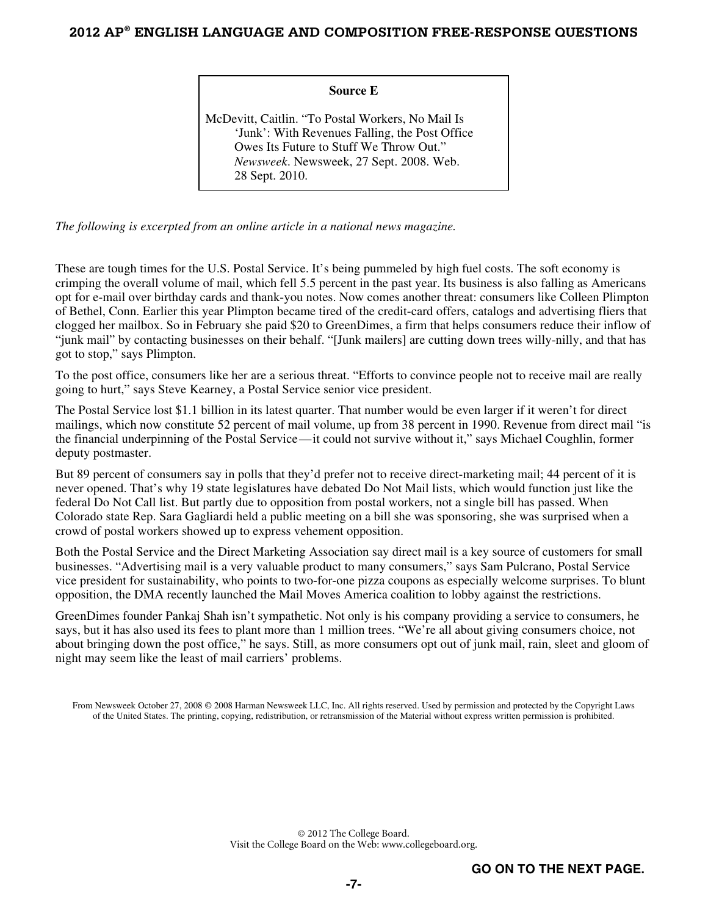**Source E**

McDevitt, Caitlin. "To Postal Workers, No Mail Is 'Junk': With Revenues Falling, the Post Office Owes Its Future to Stuff We Throw Out." *Newsweek*. Newsweek, 27 Sept. 2008. Web. 28 Sept. 2010.

*The following is excerpted from an online article in a national news magazine.*

These are tough times for the U.S. Postal Service. It's being pummeled by high fuel costs. The soft economy is crimping the overall volume of mail, which fell 5.5 percent in the past year. Its business is also falling as Americans opt for e-mail over birthday cards and thank-you notes. Now comes another threat: consumers like Colleen Plimpton of Bethel, Conn. Earlier this year Plimpton became tired of the credit-card offers, catalogs and advertising fliers that clogged her mailbox. So in February she paid $20 to GreenDimes, a firm that helps consumers reduce their inflow of "junk mail" by contacting businesses on their behalf. "[Junk mailers] are cutting down trees willy-nilly, and that has got to stop," says Plimpton.

To the post office, consumers like her are a serious threat. "Efforts to convince people not to receive mail are really going to hurt," says Steve Kearney, a Postal Service senior vice president.

The Postal Service lost $1.1 billion in its latest quarter. That number would be even larger if it weren't for direct mailings, which now constitute 52 percent of mail volume, up from 38 percent in 1990. Revenue from direct mail "is the financial underpinning of the Postal Service—it could not survive without it," says Michael Coughlin, former deputy postmaster.

But 89 percent of consumers say in polls that they'd prefer not to receive direct-marketing mail; 44 percent of it is never opened. That's why 19 state legislatures have debated Do Not Mail lists, which would function just like the federal Do Not Call list. But partly due to opposition from postal workers, not a single bill has passed. When Colorado state Rep. Sara Gagliardi held a public meeting on a bill she was sponsoring, she was surprised when a crowd of postal workers showed up to express vehement opposition.

Both the Postal Service and the Direct Marketing Association say direct mail is a key source of customers for small businesses. "Advertising mail is a very valuable product to many consumers," says Sam Pulcrano, Postal Service vice president for sustainability, who points to two-for-one pizza coupons as especially welcome surprises. To blunt opposition, the DMA recently launched the Mail Moves America coalition to lobby against the restrictions.

GreenDimes founder Pankaj Shah isn't sympathetic. Not only is his company providing a service to consumers, he says, but it has also used its fees to plant more than 1 million trees. "We're all about giving consumers choice, not about bringing down the post office," he says. Still, as more consumers opt out of junk mail, rain, sleet and gloom of night may seem like the least of mail carriers' problems.

From Newsweek October 27, 2008 © 2008 Harman Newsweek LLC, Inc. All rights reserved. Used by permission and protected by the Copyright Laws of the United States. The printing, copying, redistribution, or retransmission of the Material without express written permission is prohibited.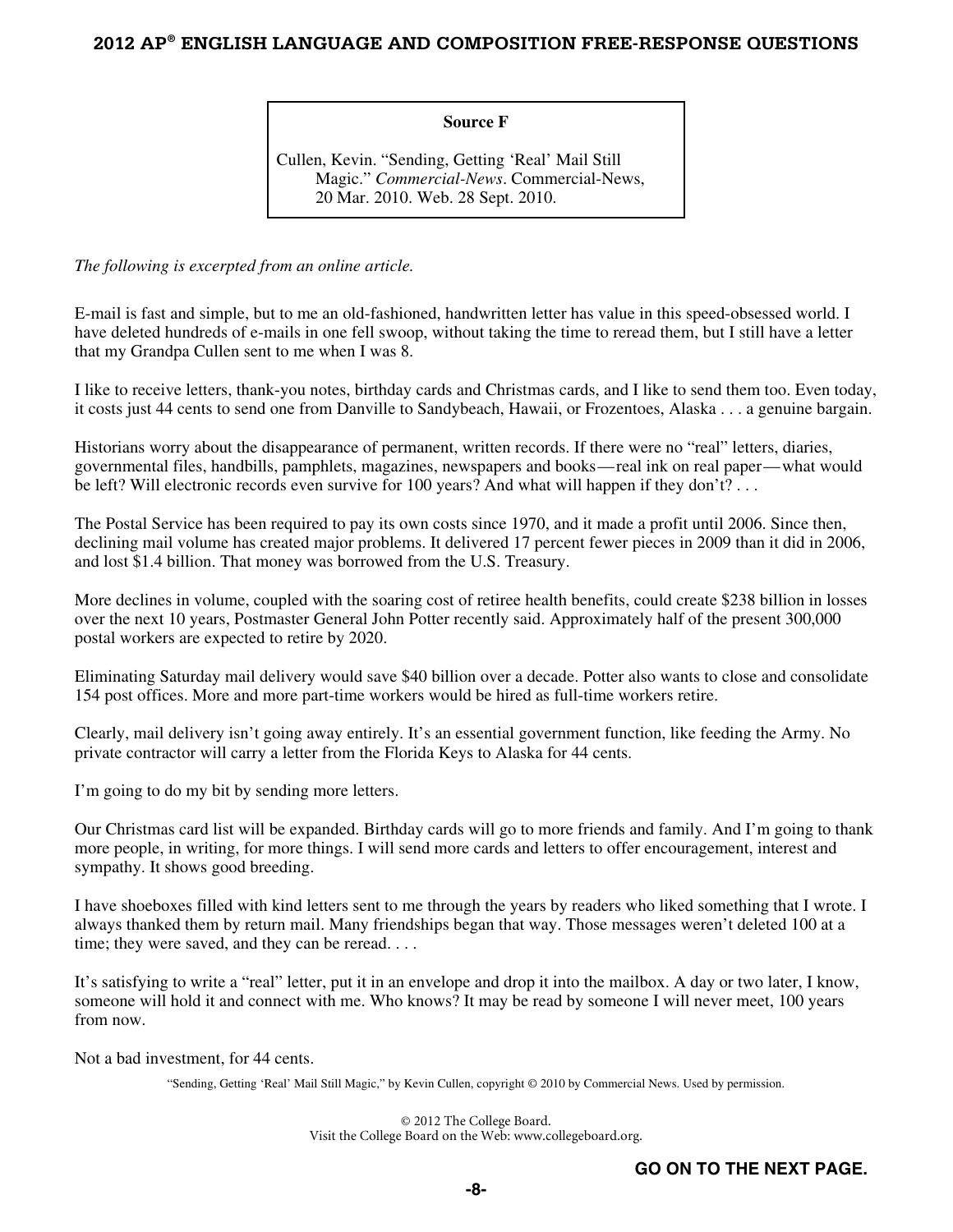**Source F**

Cullen, Kevin. "Sending, Getting 'Real' Mail Still Magic." *Commercial-News*. Commercial-News, 20 Mar. 2010. Web. 28 Sept. 2010.

*The following is excerpted from an online article.*

E-mail is fast and simple, but to me an old-fashioned, handwritten letter has value in this speed-obsessed world. I have deleted hundreds of e-mails in one fell swoop, without taking the time to reread them, but I still have a letter that my Grandpa Cullen sent to me when I was 8.

I like to receive letters, thank-you notes, birthday cards and Christmas cards, and I like to send them too. Even today, it costs just 44 cents to send one from Danville to Sandybeach, Hawaii, or Frozentoes, Alaska . . . a genuine bargain.

Historians worry about the disappearance of permanent, written records. If there were no "real" letters, diaries, governmental files, handbills, pamphlets, magazines, newspapers and books—real ink on real paper—what would be left? Will electronic records even survive for 100 years? And what will happen if they don't? . . .

The Postal Service has been required to pay its own costs since 1970, and it made a profit until 2006. Since then, declining mail volume has created major problems. It delivered 17 percent fewer pieces in 2009 than it did in 2006, and lost $1.4 billion. That money was borrowed from the U.S. Treasury.

More declines in volume, coupled with the soaring cost of retiree health benefits, could create $238 billion in losses over the next 10 years, Postmaster General John Potter recently said. Approximately half of the present 300,000 postal workers are expected to retire by 2020.

Eliminating Saturday mail delivery would save $40 billion over a decade. Potter also wants to close and consolidate 154 post offices. More and more part-time workers would be hired as full-time workers retire.

Clearly, mail delivery isn't going away entirely. It's an essential government function, like feeding the Army. No private contractor will carry a letter from the Florida Keys to Alaska for 44 cents.

I'm going to do my bit by sending more letters.

Our Christmas card list will be expanded. Birthday cards will go to more friends and family. And I'm going to thank more people, in writing, for more things. I will send more cards and letters to offer encouragement, interest and sympathy. It shows good breeding.

I have shoeboxes filled with kind letters sent to me through the years by readers who liked something that I wrote. I always thanked them by return mail. Many friendships began that way. Those messages weren't deleted 100 at a time; they were saved, and they can be reread. . . .

It's satisfying to write a "real" letter, put it in an envelope and drop it into the mailbox. A day or two later, I know, someone will hold it and connect with me. Who knows? It may be read by someone I will never meet, 100 years from now.

Not a bad investment, for 44 cents.

"Sending, Getting 'Real' Mail Still Magic," by Kevin Cullen, copyright © 2010 by Commercial News. Used by permission.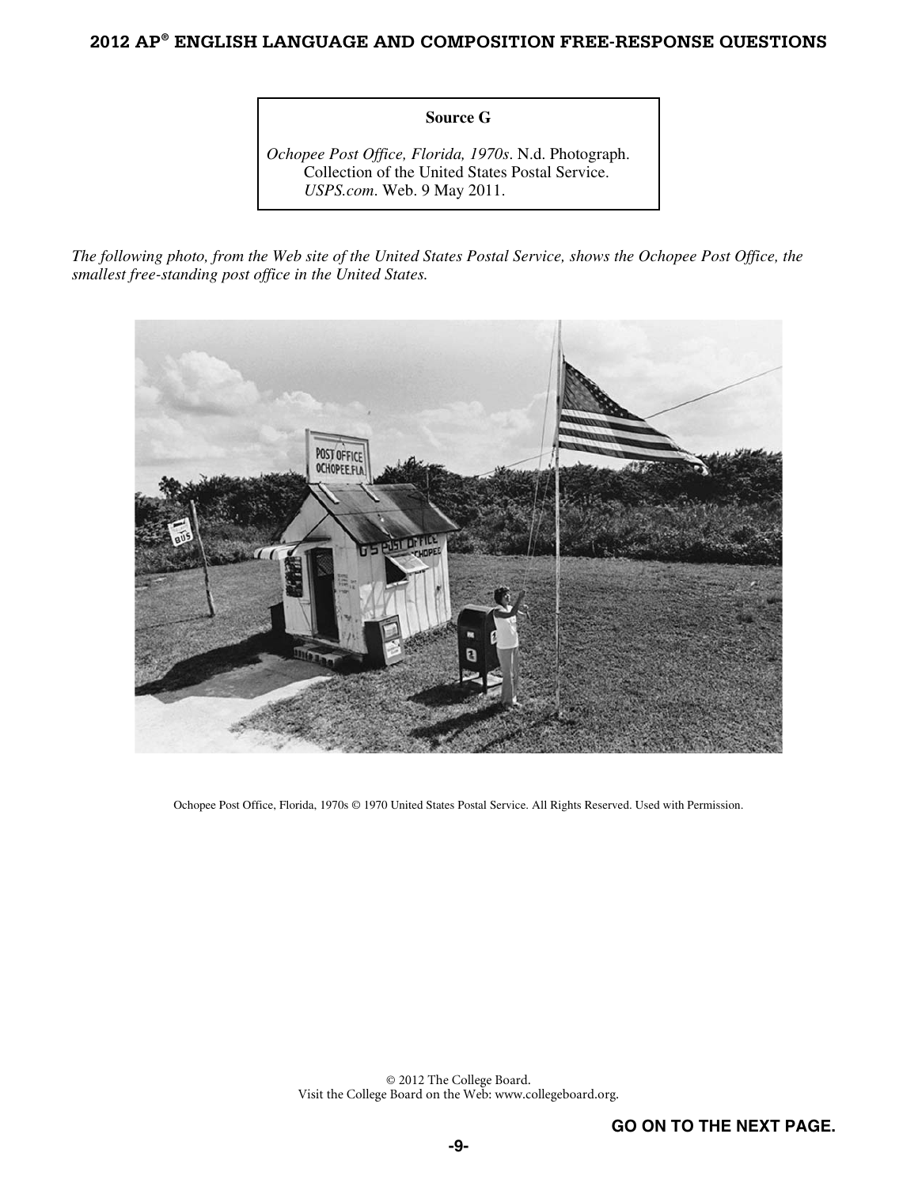**Source G**

*Ochopee Post Office, Florida, 1970s*. N.d. Photograph. Collection of the United States Postal Service. *USPS.com*. Web. 9 May 2011.

*The following photo, from the Web site of the United States Postal Service, shows the Ochopee Post Office, the smallest free-standing post office in the United States.*

Ochopee Post Office, Florida, 1970s © 1970 United States Postal Service. All Rights Reserved. Used with Permission.

© 2012 The College Board.
Visit the College Board on the Web: www.collegeboard.org.

**GO ON TO THE NEXT PAGE.**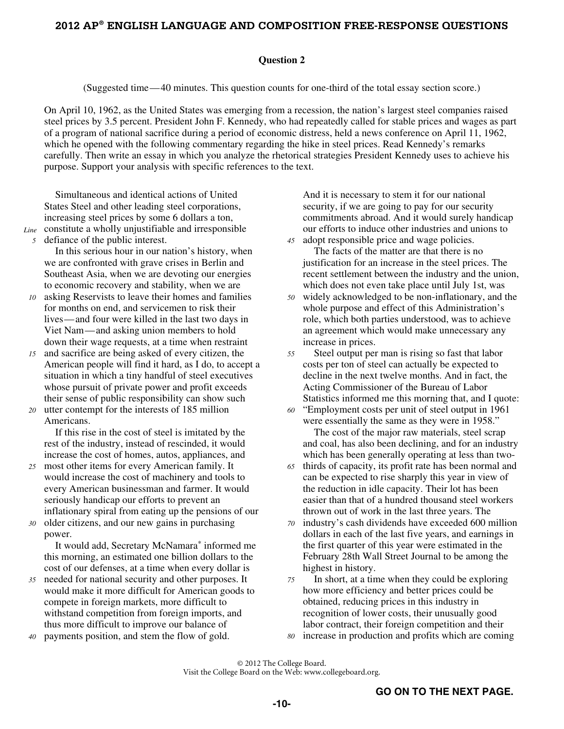# 2012 AP® ENGLISH LANGUAGE AND COMPOSITION FREE-RESPONSE QUESTIONS

## Question 2

(Suggested time — 40 minutes. This question counts for one-third of the total essay section score.)

On April 10, 1962, as the United States was emerging from a recession, the nation's largest steel companies raised steel prices by 3.5 percent. President John F. Kennedy, who had repeatedly called for stable prices and wages as part of a program of national sacrifice during a period of economic distress, held a news conference on April 11, 1962, which he opened with the following commentary regarding the hike in steel prices. Read Kennedy's remarks carefully. Then write an essay in which you analyze the rhetorical strategies President Kennedy uses to achieve his purpose. Support your analysis with specific references to the text.

Simultaneous and identical actions of United States Steel and other leading steel corporations, increasing steel prices by some 6 dollars a ton, constitute a wholly unjustifiable and irresponsible defiance of the public interest.

In this serious hour in our nation's history, when we are confronted with grave crises in Berlin and Southeast Asia, when we are devoting our energies to economic recovery and stability, when we are asking Reservists to leave their homes and families for months on end, and servicemen to risk their lives — and four were killed in the last two days in Viet Nam — and asking union members to hold down their wage requests, at a time when restraint and sacrifice are being asked of every citizen, the American people will find it hard, as I do, to accept a situation in which a tiny handful of steel executives whose pursuit of private power and profit exceeds their sense of public responsibility can show such utter contempt for the interests of 185 million Americans.

If this rise in the cost of steel is imitated by the rest of the industry, instead of rescinded, it would increase the cost of homes, autos, appliances, and most other items for every American family. It would increase the cost of machinery and tools to every American businessman and farmer. It would seriously handicap our efforts to prevent an inflationary spiral from eating up the pensions of our older citizens, and our new gains in purchasing power.

It would add, Secretary McNamara* informed me this morning, an estimated one billion dollars to the cost of our defenses, at a time when every dollar is needed for national security and other purposes. It would make it more difficult for American goods to compete in foreign markets, more difficult to withstand competition from foreign imports, and thus more difficult to improve our balance of payments position, and stem the flow of gold.

And it is necessary to stem it for our national security, if we are going to pay for our security commitments abroad. And it would surely handicap our efforts to induce other industries and unions to adopt responsible price and wage policies.

The facts of the matter are that there is no justification for an increase in the steel prices. The recent settlement between the industry and the union, which does not even take place until July 1st, was widely acknowledged to be non-inflationary, and the whole purpose and effect of this Administration's role, which both parties understood, was to achieve an agreement which would make unnecessary any increase in prices.

Steel output per man is rising so fast that labor costs per ton of steel can actually be expected to decline in the next twelve months. And in fact, the Acting Commissioner of the Bureau of Labor Statistics informed me this morning that, and I quote: "Employment costs per unit of steel output in 1961 were essentially the same as they were in 1958."

The cost of the major raw materials, steel scrap and coal, has also been declining, and for an industry which has been generally operating at less than two-thirds of capacity, its profit rate has been normal and can be expected to rise sharply this year in view of the reduction in idle capacity. Their lot has been easier than that of a hundred thousand steel workers thrown out of work in the last three years. The industry's cash dividends have exceeded 600 million dollars in each of the last five years, and earnings in the first quarter of this year were estimated in the February 28th Wall Street Journal to be among the highest in history.

In short, at a time when they could be exploring how more efficiency and better prices could be obtained, reducing prices in this industry in recognition of lower costs, their unusually good labor contract, their foreign competition and their increase in production and profits which are coming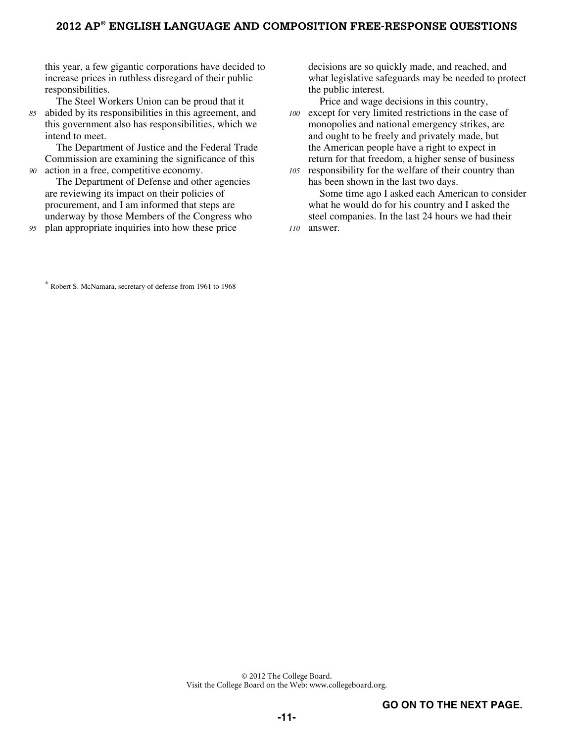this year, a few gigantic corporations have decided to increase prices in ruthless disregard of their public responsibilities.

The Steel Workers Union can be proud that it abided by its responsibilities in this agreement, and this government also has responsibilities, which we intend to meet.

The Department of Justice and the Federal Trade Commission are examining the significance of this action in a free, competitive economy.

The Department of Defense and other agencies are reviewing its impact on their policies of procurement, and I am informed that steps are underway by those Members of the Congress who plan appropriate inquiries into how these price decisions are so quickly made, and reached, and what legislative safeguards may be needed to protect the public interest.

Price and wage decisions in this country, except for very limited restrictions in the case of monopolies and national emergency strikes, are and ought to be freely and privately made, but the American people have a right to expect in return for that freedom, a higher sense of business responsibility for the welfare of their country than has been shown in the last two days.

Some time ago I asked each American to consider what he would do for his country and I asked the steel companies. In the last 24 hours we had their answer.

* Robert S. McNamara, secretary of defense from 1961 to 1968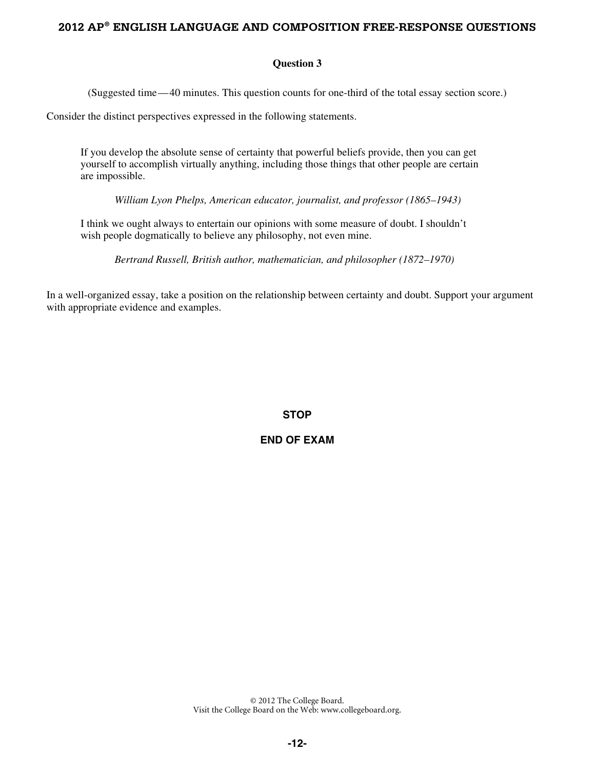## Question 3

(Suggested time—40 minutes. This question counts for one-third of the total essay section score.)

Consider the distinct perspectives expressed in the following statements.

> If you develop the absolute sense of certainty that powerful beliefs provide, then you can get yourself to accomplish virtually anything, including those things that other people are certain are impossible.
>
> *William Lyon Phelps, American educator, journalist, and professor (1865–1943)*

> I think we ought always to entertain our opinions with some measure of doubt. I shouldn't wish people dogmatically to believe any philosophy, not even mine.
>
> *Bertrand Russell, British author, mathematician, and philosopher (1872–1970)*

In a well-organized essay, take a position on the relationship between certainty and doubt. Support your argument with appropriate evidence and examples.

**STOP**

**END OF EXAM**

© 2012 The College Board.
Visit the College Board on the Web: www.collegeboard.org.